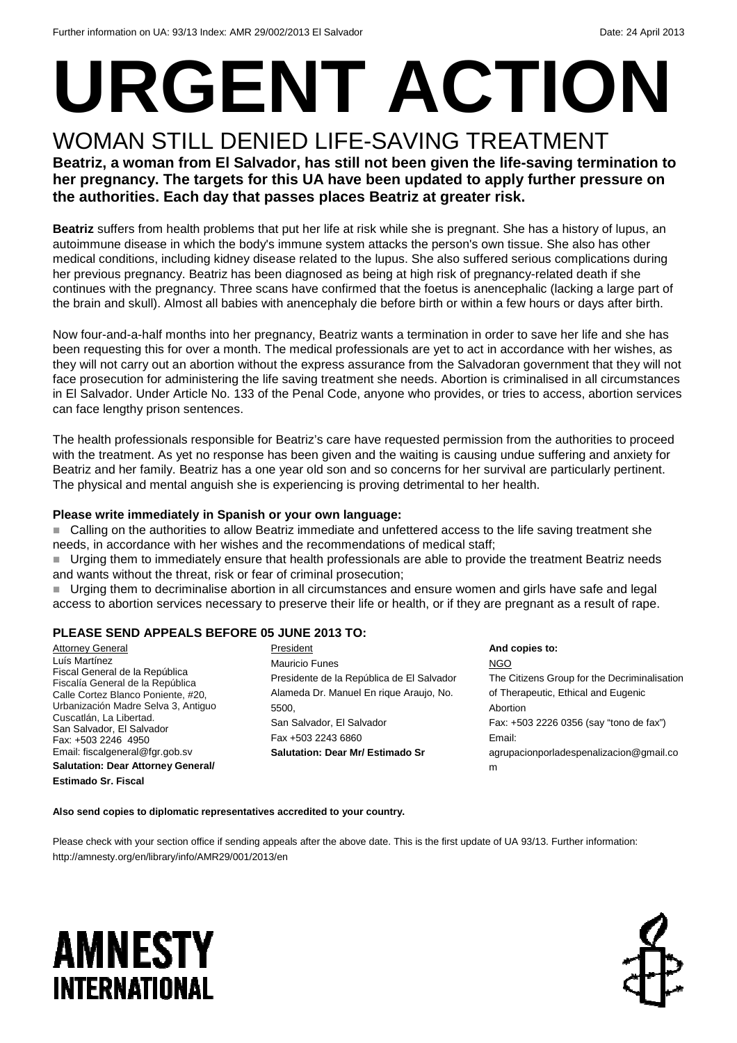Further information on UA: 93/13 Index: AMR 29/002/2013 El Salvador Date: 24 April 2013

# URGENT ACTION

## WOMAN STILL DENIED LIFE-SAVING TREATMENT

**Beatriz, a woman from El Salvador, has still not been given the life-saving termination to her pregnancy. The targets for this UA have been updated to apply further pressure on the authorities. Each day that passes places Beatriz at greater risk.**

**Beatriz** suffers from health problems that put her life at risk while she is pregnant. She has a history of lupus, an autoimmune disease in which the body's immune system attacks the person's own tissue. She also has other medical conditions, including kidney disease related to the lupus. She also suffered serious complications during her previous pregnancy. Beatriz has been diagnosed as being at high risk of pregnancy-related death if she continues with the pregnancy. Three scans have confirmed that the foetus is anencephalic (lacking a large part of the brain and skull). Almost all babies with anencephaly die before birth or within a few hours or days after birth.

Now four-and-a-half months into her pregnancy, Beatriz wants a termination in order to save her life and she has been requesting this for over a month. The medical professionals are yet to act in accordance with her wishes, as they will not carry out an abortion without the express assurance from the Salvadoran government that they will not face prosecution for administering the life saving treatment she needs. Abortion is criminalised in all circumstances in El Salvador. Under Article No. 133 of the Penal Code, anyone who provides, or tries to access, abortion services can face lengthy prison sentences.

The health professionals responsible for Beatriz's care have requested permission from the authorities to proceed with the treatment. As yet no response has been given and the waiting is causing undue suffering and anxiety for Beatriz and her family. Beatriz has a one year old son and so concerns for her survival are particularly pertinent. The physical and mental anguish she is experiencing is proving detrimental to her health.

**Please write immediately in Spanish or your own language:**

- Calling on the authorities to allow Beatriz immediate and unfettered access to the life saving treatment she needs, in accordance with her wishes and the recommendations of medical staff;
- Urging them to immediately ensure that health professionals are able to provide the treatment Beatriz needs and wants without the threat, risk or fear of criminal prosecution;
- Urging them to decriminalise abortion in all circumstances and ensure women and girls have safe and legal access to abortion services necessary to preserve their life or health, or if they are pregnant as a result of rape.

### PLEASE SEND APPEALS BEFORE 05 JUNE 2013 TO:

Attorney General
Luís Martínez
Fiscal General de la República
Fiscalía General de la República
Calle Cortez Blanco Poniente, #20,
Urbanización Madre Selva 3, Antiguo Cuscatlán, La Libertad.
San Salvador, El Salvador
Fax: +503 2246 4950
Email: fiscalgeneral@fgr.gob.sv
**Salutation: Dear Attorney General/ Estimado Sr. Fiscal**

President
Mauricio Funes
Presidente de la República de El Salvador
Alameda Dr. Manuel En rique Araujo, No. 5500,
San Salvador, El Salvador
Fax +503 2243 6860
**Salutation: Dear Mr/ Estimado Sr**

**And copies to:**
NGO
The Citizens Group for the Decriminalisation of Therapeutic, Ethical and Eugenic Abortion
Fax: +503 2226 0356 (say "tono de fax")
Email: agrupacionporladespenalizacion@gmail.com

**Also send copies to diplomatic representatives accredited to your country.**

Please check with your section office if sending appeals after the above date. This is the first update of UA 93/13. Further information: http://amnesty.org/en/library/info/AMR29/001/2013/en

AMNESTY INTERNATIONAL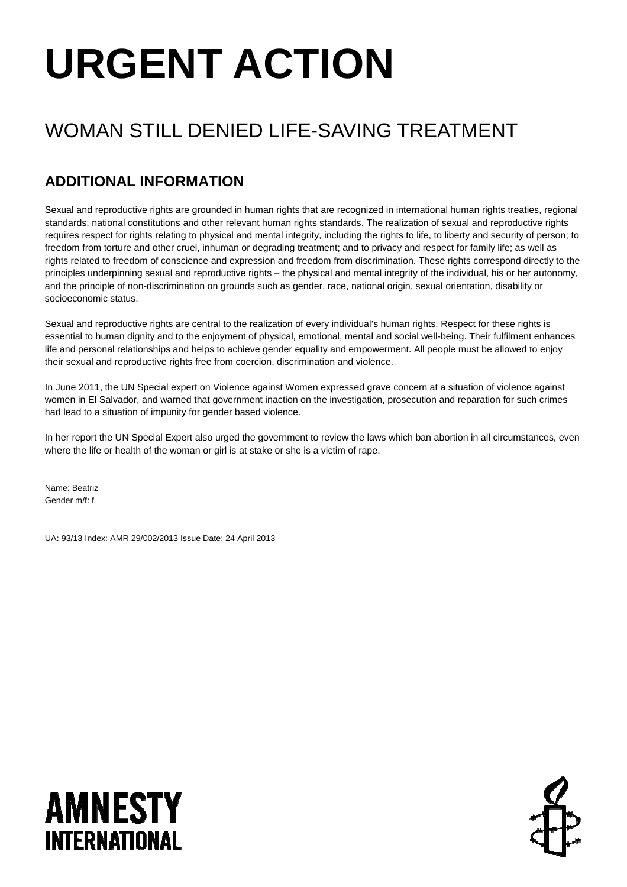# URGENT ACTION

## WOMAN STILL DENIED LIFE-SAVING TREATMENT

### ADDITIONAL INFORMATION

Sexual and reproductive rights are grounded in human rights that are recognized in international human rights treaties, regional standards, national constitutions and other relevant human rights standards. The realization of sexual and reproductive rights requires respect for rights relating to physical and mental integrity, including the rights to life, to liberty and security of person; to freedom from torture and other cruel, inhuman or degrading treatment; and to privacy and respect for family life; as well as rights related to freedom of conscience and expression and freedom from discrimination. These rights correspond directly to the principles underpinning sexual and reproductive rights – the physical and mental integrity of the individual, his or her autonomy, and the principle of non-discrimination on grounds such as gender, race, national origin, sexual orientation, disability or socioeconomic status.

Sexual and reproductive rights are central to the realization of every individual's human rights. Respect for these rights is essential to human dignity and to the enjoyment of physical, emotional, mental and social well-being. Their fulfilment enhances life and personal relationships and helps to achieve gender equality and empowerment. All people must be allowed to enjoy their sexual and reproductive rights free from coercion, discrimination and violence.

In June 2011, the UN Special expert on Violence against Women expressed grave concern at a situation of violence against women in El Salvador, and warned that government inaction on the investigation, prosecution and reparation for such crimes had lead to a situation of impunity for gender based violence.

In her report the UN Special Expert also urged the government to review the laws which ban abortion in all circumstances, even where the life or health of the woman or girl is at stake or she is a victim of rape.

Name: Beatriz
Gender m/f: f

UA: 93/13 Index: AMR 29/002/2013 Issue Date: 24 April 2013

AMNESTY INTERNATIONAL